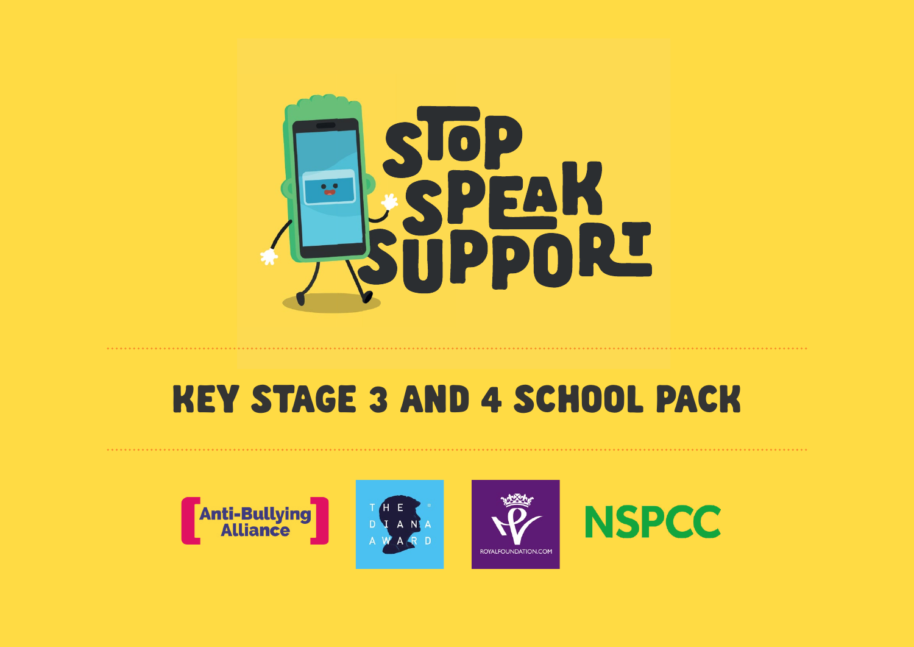# STOP SPEAK SUPPORT

## KEY STAGE 3 AND 4 SCHOOL PACK

Anti-Bullying Alliance

THE DIANA AWARD

ROYALFOUNDATION.COM

NSPCC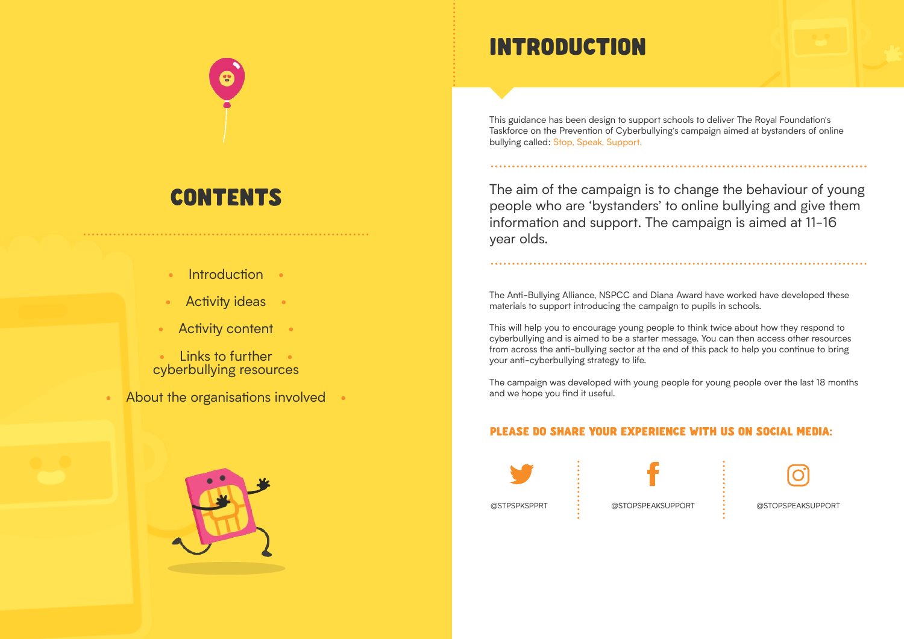# CONTENTS

- Introduction
- Activity ideas
- Activity content
- Links to further cyberbullying resources
- About the organisations involved

# INTRODUCTION

This guidance has been design to support schools to deliver The Royal Foundation's Taskforce on the Prevention of Cyberbullying's campaign aimed at bystanders of online bullying called: Stop, Speak, Support.

The aim of the campaign is to change the behaviour of young people who are 'bystanders' to online bullying and give them information and support. The campaign is aimed at 11-16 year olds.

The Anti-Bullying Alliance, NSPCC and Diana Award have worked have developed these materials to support introducing the campaign to pupils in schools.

This will help you to encourage young people to think twice about how they respond to cyberbullying and is aimed to be a starter message. You can then access other resources from across the anti-bullying sector at the end of this pack to help you continue to bring your anti-cyberbullying strategy to life.

The campaign was developed with young people for young people over the last 18 months and we hope you find it useful.

## PLEASE DO SHARE YOUR EXPERIENCE WITH US ON SOCIAL MEDIA:

@STPSPKSPPRT

@STOPSPEAKSUPPORT

@STOPSPEAKSUPPORT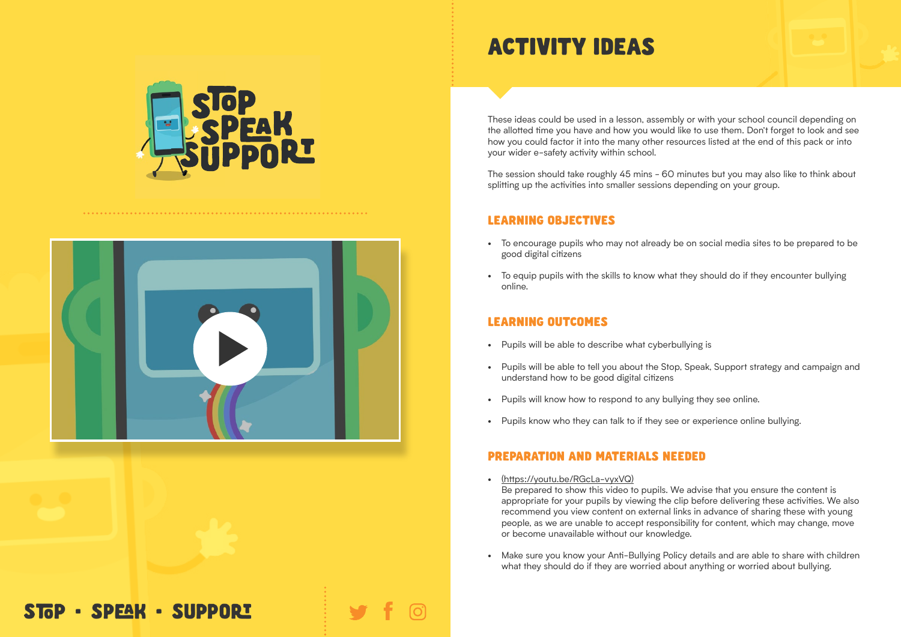# ACTIVITY IDEAS

These ideas could be used in a lesson, assembly or with your school council depending on the allotted time you have and how you would like to use them. Don't forget to look and see how you could factor it into the many other resources listed at the end of this pack or into your wider e-safety activity within school.

The session should take roughly 45 mins - 60 minutes but you may also like to think about splitting up the activities into smaller sessions depending on your group.

## LEARNING OBJECTIVES

- To encourage pupils who may not already be on social media sites to be prepared to be good digital citizens
- To equip pupils with the skills to know what they should do if they encounter bullying online.

## LEARNING OUTCOMES

- Pupils will be able to describe what cyberbullying is
- Pupils will be able to tell you about the Stop, Speak, Support strategy and campaign and understand how to be good digital citizens
- Pupils will know how to respond to any bullying they see online.
- Pupils know who they can talk to if they see or experience online bullying.

## PREPARATION AND MATERIALS NEEDED

- (https://youtu.be/RGcLa-vyxVQ)
  Be prepared to show this video to pupils. We advise that you ensure the content is appropriate for your pupils by viewing the clip before delivering these activities. We also recommend you view content on external links in advance of sharing these with young people, as we are unable to accept responsibility for content, which may change, move or become unavailable without our knowledge.
- Make sure you know your Anti-Bullying Policy details and are able to share with children what they should do if they are worried about anything or worried about bullying.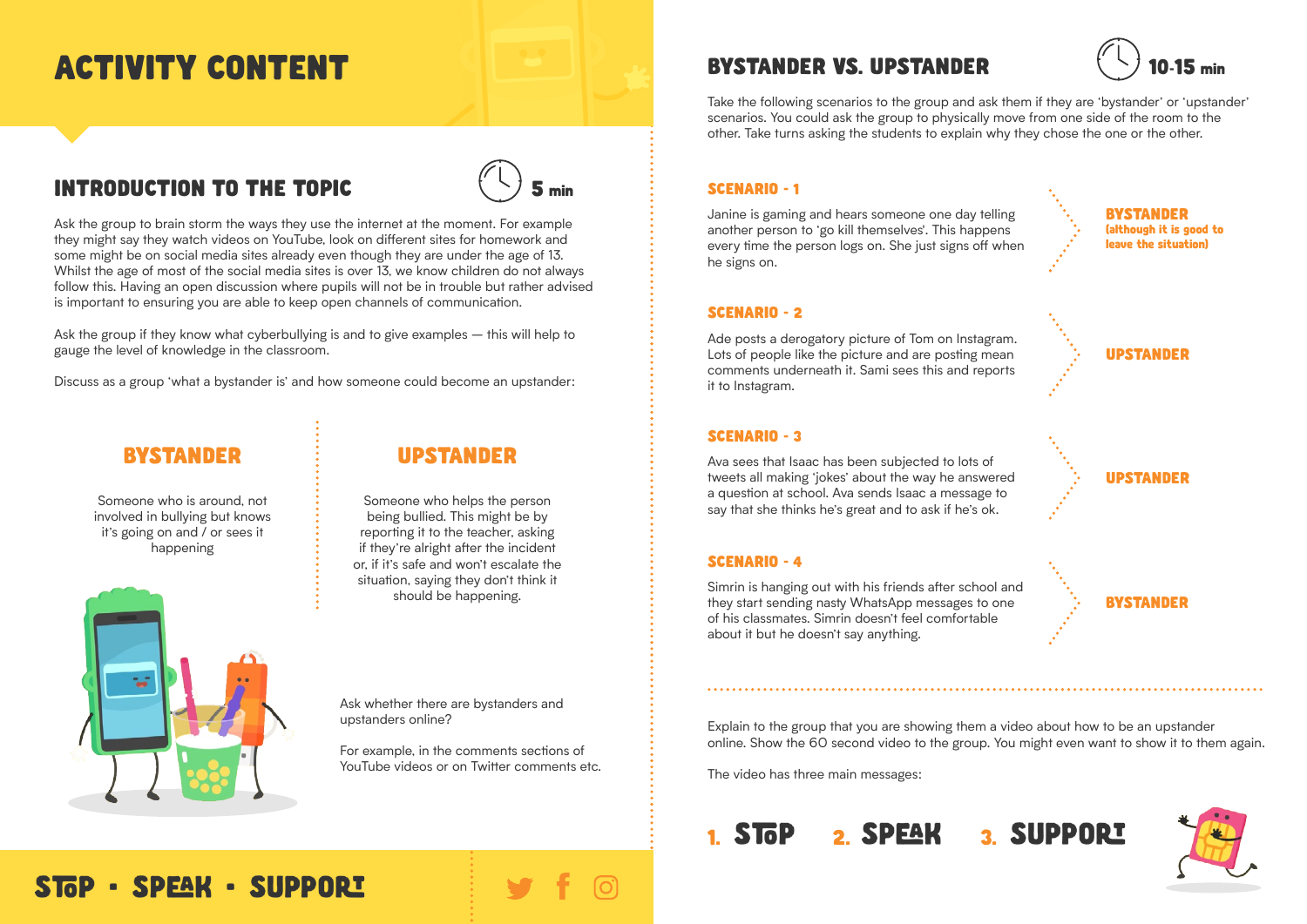# ACTIVITY CONTENT

## INTRODUCTION TO THE TOPIC

5 min

Ask the group to brain storm the ways they use the internet at the moment. For example they might say they watch videos on YouTube, look on different sites for homework and some might be on social media sites already even though they are under the age of 13. Whilst the age of most of the social media sites is over 13, we know children do not always follow this. Having an open discussion where pupils will not be in trouble but rather advised is important to ensuring you are able to keep open channels of communication.

Ask the group if they know what cyberbullying is and to give examples — this will help to gauge the level of knowledge in the classroom.

Discuss as a group 'what a bystander is' and how someone could become an upstander:

### BYSTANDER

Someone who is around, not involved in bullying but knows it's going on and / or sees it happening

### UPSTANDER

Someone who helps the person being bullied. This might be by reporting it to the teacher, asking if they're alright after the incident or, if it's safe and won't escalate the situation, saying they don't think it should be happening.

Ask whether there are bystanders and upstanders online?

For example, in the comments sections of YouTube videos or on Twitter comments etc.

## BYSTANDER VS. UPSTANDER

10-15 min

Take the following scenarios to the group and ask them if they are 'bystander' or 'upstander' scenarios. You could ask the group to physically move from one side of the room to the other. Take turns asking the students to explain why they chose the one or the other.

### SCENARIO - 1

Janine is gaming and hears someone one day telling another person to 'go kill themselves'. This happens every time the person logs on. She just signs off when he signs on.

**BYSTANDER** (although it is good to leave the situation)

### SCENARIO - 2

Ade posts a derogatory picture of Tom on Instagram. Lots of people like the picture and are posting mean comments underneath it. Sami sees this and reports it to Instagram.

**UPSTANDER**

### SCENARIO - 3

Ava sees that Isaac has been subjected to lots of tweets all making 'jokes' about the way he answered a question at school. Ava sends Isaac a message to say that she thinks he's great and to ask if he's ok.

**UPSTANDER**

### SCENARIO - 4

Simrin is hanging out with his friends after school and they start sending nasty WhatsApp messages to one of his classmates. Simrin doesn't feel comfortable about it but he doesn't say anything.

**BYSTANDER**

Explain to the group that you are showing them a video about how to be an upstander online. Show the 60 second video to the group. You might even want to show it to them again.

The video has three main messages:

1. STOP
2. SPEAK
3. SUPPORT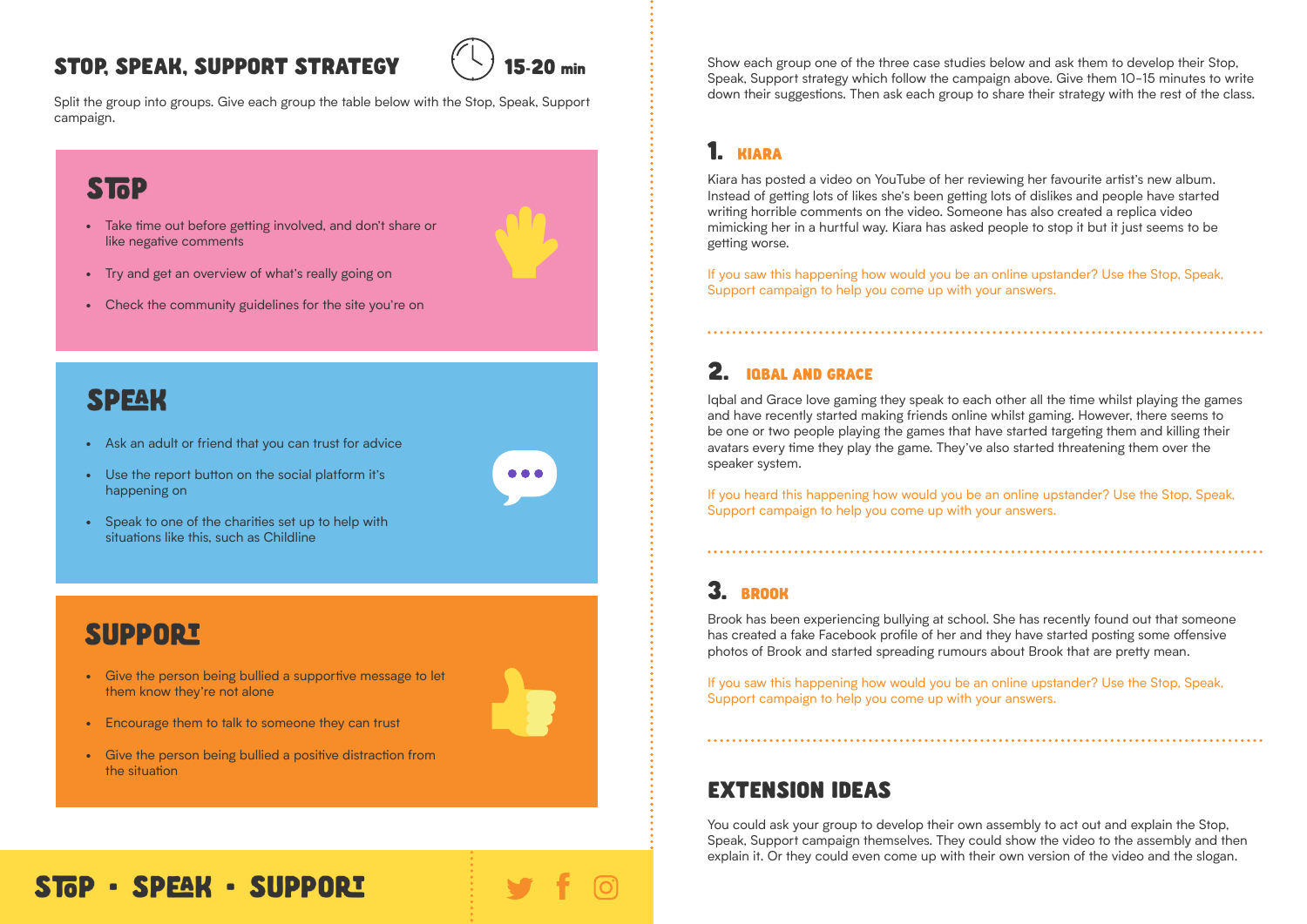## STOP, SPEAK, SUPPORT STRATEGY

15-20 min

Split the group into groups. Give each group the table below with the Stop, Speak, Support campaign.

### STOP

- Take time out before getting involved, and don't share or like negative comments
- Try and get an overview of what's really going on
- Check the community guidelines for the site you're on

### SPEAK

- Ask an adult or friend that you can trust for advice
- Use the report button on the social platform it's happening on
- Speak to one of the charities set up to help with situations like this, such as Childline

### SUPPORT

- Give the person being bullied a supportive message to let them know they're not alone
- Encourage them to talk to someone they can trust
- Give the person being bullied a positive distraction from the situation

Show each group one of the three case studies below and ask them to develop their Stop, Speak, Support strategy which follow the campaign above. Give them 10–15 minutes to write down their suggestions. Then ask each group to share their strategy with the rest of the class.

### 1. KIARA

Kiara has posted a video on YouTube of her reviewing her favourite artist's new album. Instead of getting lots of likes she's been getting lots of dislikes and people have started writing horrible comments on the video. Someone has also created a replica video mimicking her in a hurtful way. Kiara has asked people to stop it but it just seems to be getting worse.

If you saw this happening how would you be an online upstander? Use the Stop, Speak, Support campaign to help you come up with your answers.

### 2. IQBAL AND GRACE

Iqbal and Grace love gaming they speak to each other all the time whilst playing the games and have recently started making friends online whilst gaming. However, there seems to be one or two people playing the games that have started targeting them and killing their avatars every time they play the game. They've also started threatening them over the speaker system.

If you heard this happening how would you be an online upstander? Use the Stop, Speak, Support campaign to help you come up with your answers.

### 3. BROOK

Brook has been experiencing bullying at school. She has recently found out that someone has created a fake Facebook profile of her and they have started posting some offensive photos of Brook and started spreading rumours about Brook that are pretty mean.

If you saw this happening how would you be an online upstander? Use the Stop, Speak, Support campaign to help you come up with your answers.

## EXTENSION IDEAS

You could ask your group to develop their own assembly to act out and explain the Stop, Speak, Support campaign themselves. They could show the video to the assembly and then explain it. Or they could even come up with their own version of the video and the slogan.

STOP • SPEAK • SUPPORT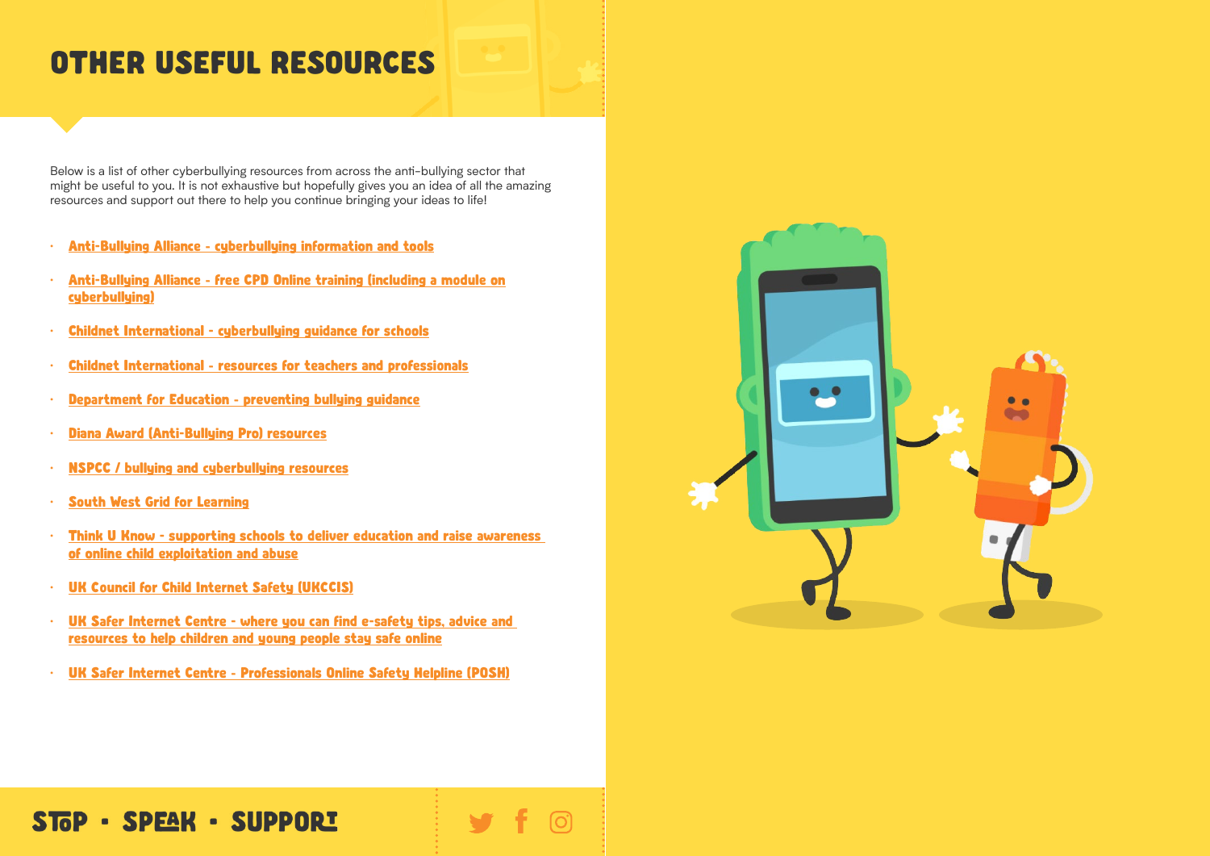# OTHER USEFUL RESOURCES

Below is a list of other cyberbullying resources from across the anti-bullying sector that might be useful to you. It is not exhaustive but hopefully gives you an idea of all the amazing resources and support out there to help you continue bringing your ideas to life!

- Anti-Bullying Alliance - cyberbullying information and tools
- Anti-Bullying Alliance - free CPD Online training (including a module on cyberbullying)
- Childnet International - cyberbullying guidance for schools
- Childnet International - resources for teachers and professionals
- Department for Education - preventing bullying guidance
- Diana Award (Anti-Bullying Pro) resources
- NSPCC / bullying and cyberbullying resources
- South West Grid for Learning
- Think U Know - supporting schools to deliver education and raise awareness of online child exploitation and abuse
- UK Council for Child Internet Safety (UKCCIS)
- UK Safer Internet Centre - where you can find e-safety tips, advice and resources to help children and young people stay safe online
- UK Safer Internet Centre - Professionals Online Safety Helpline (POSH)

STOP • SPEAK • SUPPORT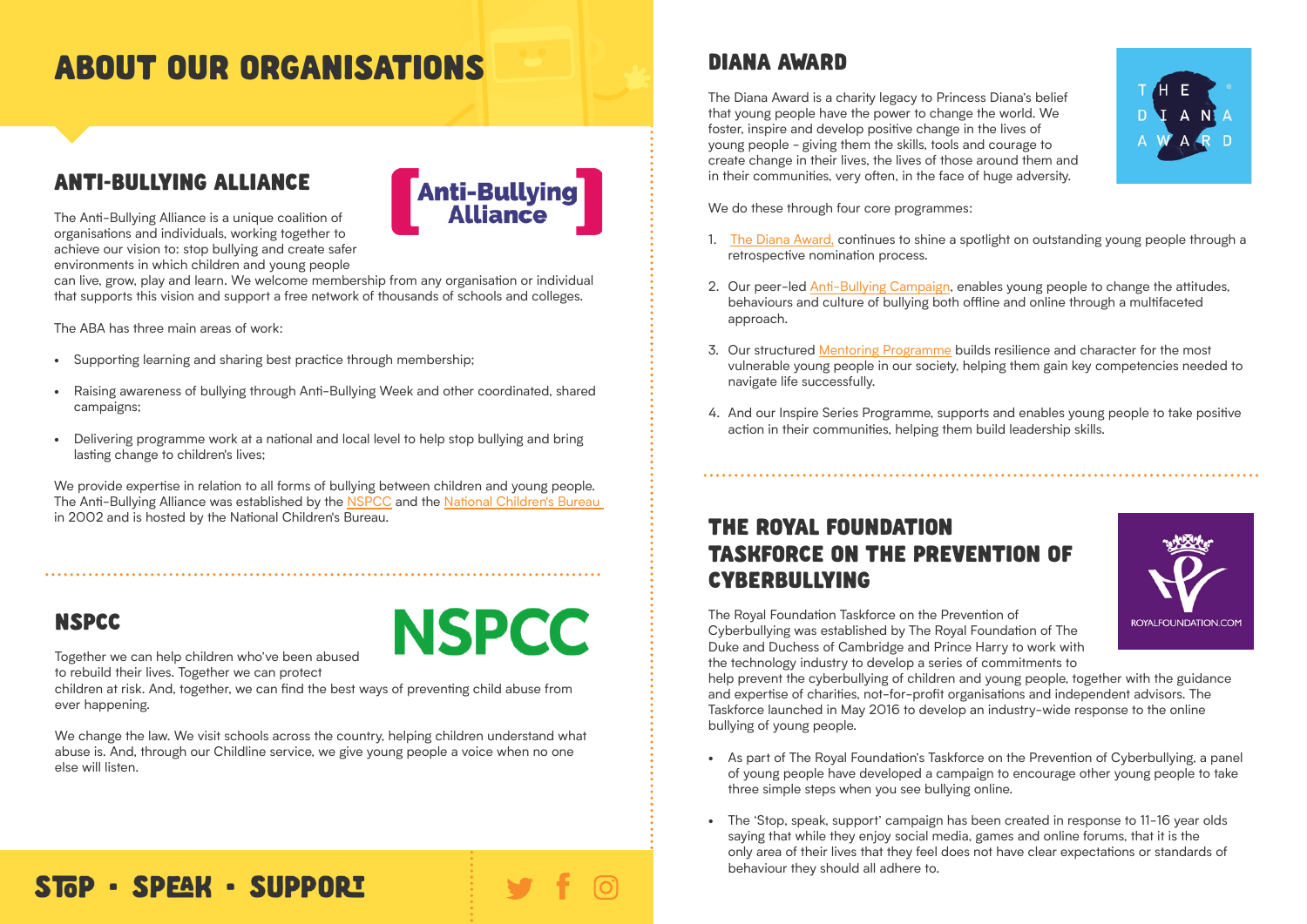# ABOUT OUR ORGANISATIONS

## ANTI-BULLYING ALLIANCE

The Anti-Bullying Alliance is a unique coalition of organisations and individuals, working together to achieve our vision to: stop bullying and create safer environments in which children and young people can live, grow, play and learn. We welcome membership from any organisation or individual that supports this vision and support a free network of thousands of schools and colleges.

The ABA has three main areas of work:

- Supporting learning and sharing best practice through membership;
- Raising awareness of bullying through Anti-Bullying Week and other coordinated, shared campaigns;
- Delivering programme work at a national and local level to help stop bullying and bring lasting change to children's lives;

We provide expertise in relation to all forms of bullying between children and young people. The Anti-Bullying Alliance was established by the NSPCC and the National Children's Bureau in 2002 and is hosted by the National Children's Bureau.

## NSPCC

Together we can help children who've been abused to rebuild their lives. Together we can protect children at risk. And, together, we can find the best ways of preventing child abuse from ever happening.

We change the law. We visit schools across the country, helping children understand what abuse is. And, through our Childline service, we give young people a voice when no one else will listen.

## DIANA AWARD

The Diana Award is a charity legacy to Princess Diana's belief that young people have the power to change the world. We foster, inspire and develop positive change in the lives of young people - giving them the skills, tools and courage to create change in their lives, the lives of those around them and in their communities, very often, in the face of huge adversity.

We do these through four core programmes:

1. The Diana Award, continues to shine a spotlight on outstanding young people through a retrospective nomination process.
2. Our peer-led Anti-Bullying Campaign, enables young people to change the attitudes, behaviours and culture of bullying both offline and online through a multifaceted approach.
3. Our structured Mentoring Programme builds resilience and character for the most vulnerable young people in our society, helping them gain key competencies needed to navigate life successfully.
4. And our Inspire Series Programme, supports and enables young people to take positive action in their communities, helping them build leadership skills.

## THE ROYAL FOUNDATION TASKFORCE ON THE PREVENTION OF CYBERBULLYING

The Royal Foundation Taskforce on the Prevention of Cyberbullying was established by The Royal Foundation of The Duke and Duchess of Cambridge and Prince Harry to work with the technology industry to develop a series of commitments to help prevent the cyberbullying of children and young people, together with the guidance and expertise of charities, not-for-profit organisations and independent advisors. The Taskforce launched in May 2016 to develop an industry-wide response to the online bullying of young people.

- As part of The Royal Foundation's Taskforce on the Prevention of Cyberbullying, a panel of young people have developed a campaign to encourage other young people to take three simple steps when you see bullying online.
- The 'Stop, speak, support' campaign has been created in response to 11-16 year olds saying that while they enjoy social media, games and online forums, that it is the only area of their lives that they feel does not have clear expectations or standards of behaviour they should all adhere to.

STOP • SPEAK • SUPPORT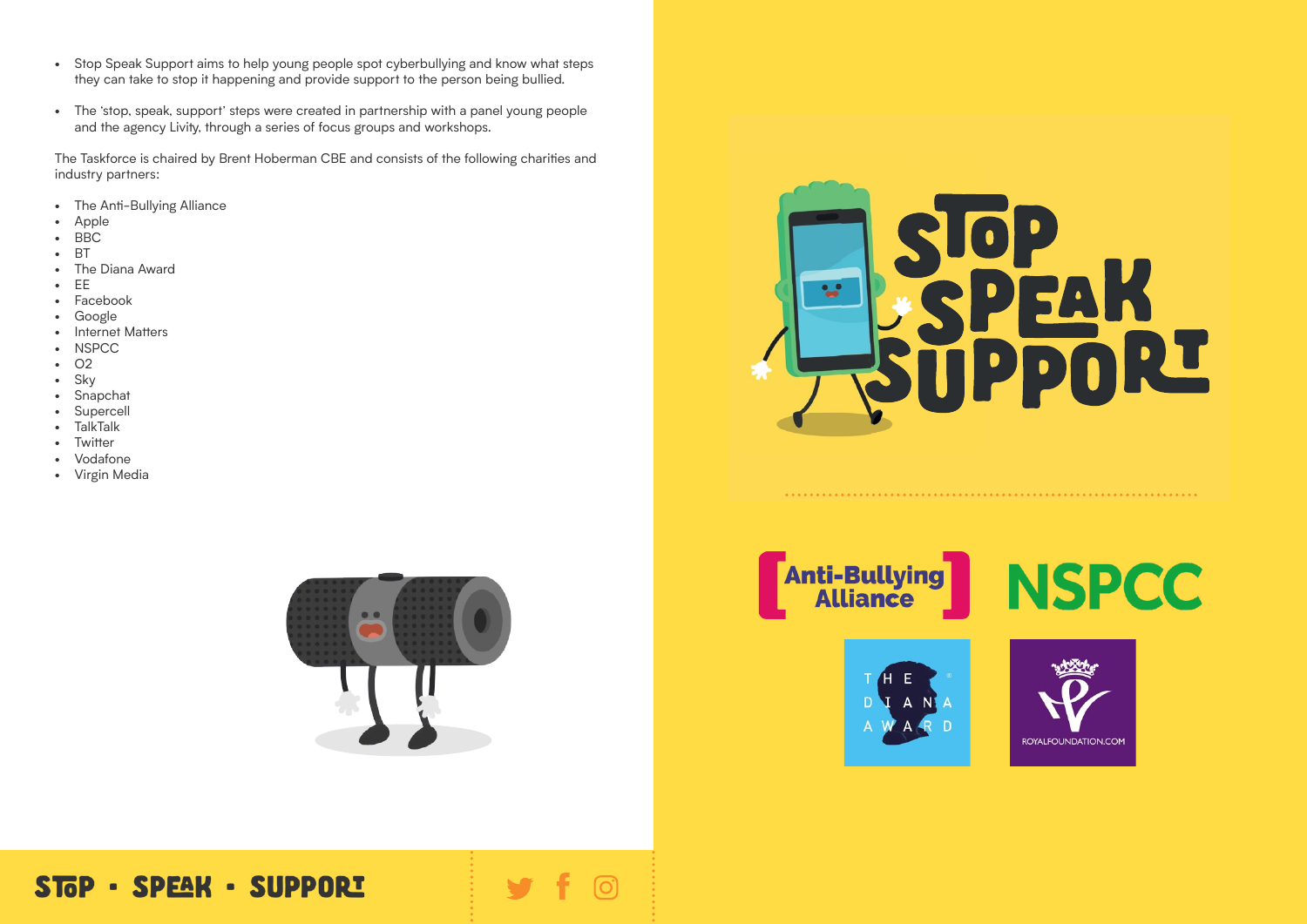- Stop Speak Support aims to help young people spot cyberbullying and know what steps they can take to stop it happening and provide support to the person being bullied.
- The 'stop, speak, support' steps were created in partnership with a panel young people and the agency Livity, through a series of focus groups and workshops.

The Taskforce is chaired by Brent Hoberman CBE and consists of the following charities and industry partners:

- The Anti-Bullying Alliance
- Apple
- BBC
- BT
- The Diana Award
- EE
- Facebook
- Google
- Internet Matters
- NSPCC
- O2
- Sky
- Snapchat
- Supercell
- TalkTalk
- Twitter
- Vodafone
- Virgin Media

STOP SPEAK SUPPORT

Anti-Bullying Alliance

NSPCC

THE DIANA AWARD

ROYALFOUNDATION.COM

STOP • SPEAK • SUPPORT